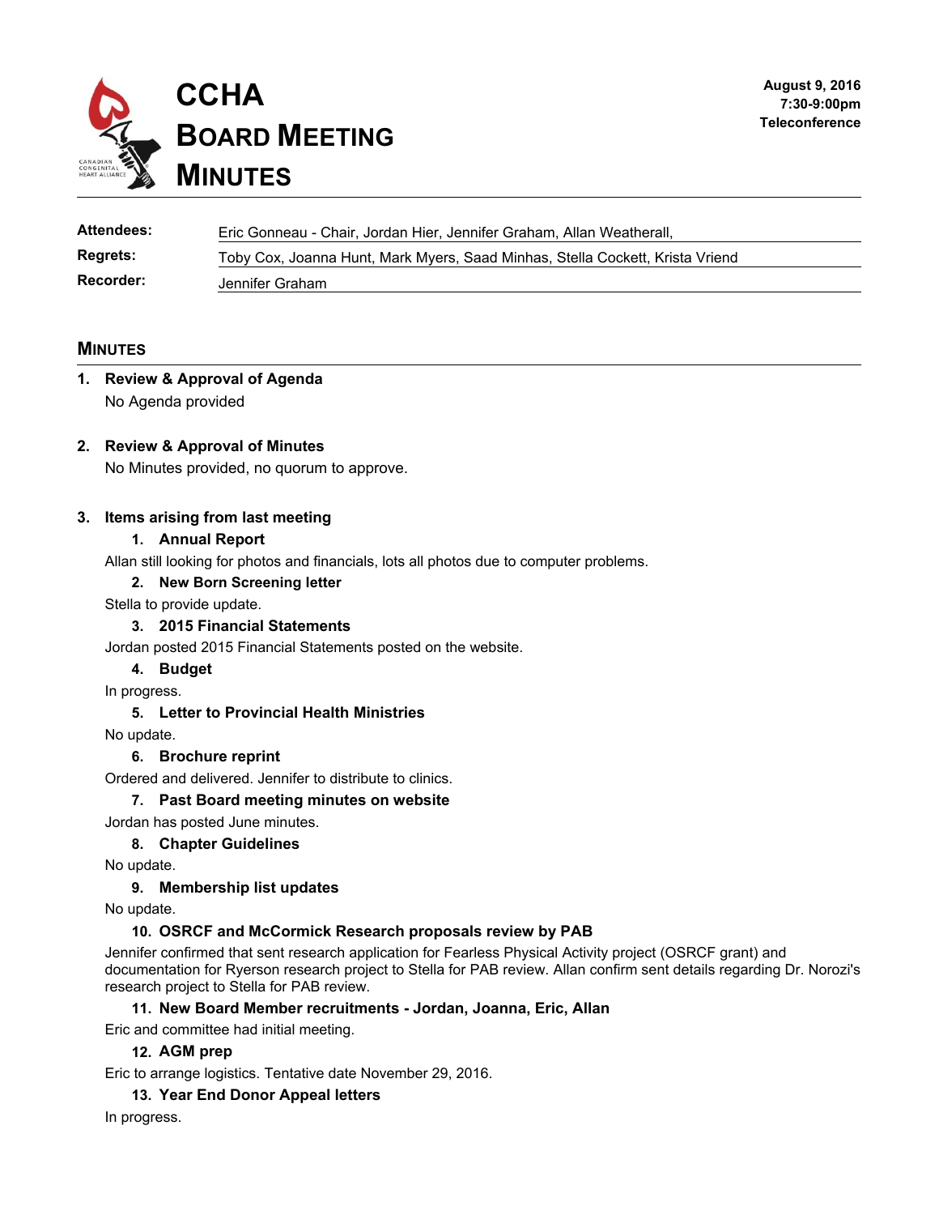# CCHA Board Meeting Minutes

**August 9, 2016**
**7:30-9:00pm**
**Teleconference**

| | |
|---|---|
| **Attendees:** | Eric Gonneau - Chair, Jordan Hier, Jennifer Graham, Allan Weatherall, |
| **Regrets:** | Toby Cox, Joanna Hunt, Mark Myers, Saad Minhas, Stella Cockett, Krista Vriend |
| **Recorder:** | Jennifer Graham |

## Minutes

### 1. Review & Approval of Agenda

No Agenda provided

### 2. Review & Approval of Minutes

No Minutes provided, no quorum to approve.

### 3. Items arising from last meeting

**1. Annual Report**

Allan still looking for photos and financials, lots all photos due to computer problems.

**2. New Born Screening letter**

Stella to provide update.

**3. 2015 Financial Statements**

Jordan posted 2015 Financial Statements posted on the website.

**4. Budget**

In progress.

**5. Letter to Provincial Health Ministries**

No update.

**6. Brochure reprint**

Ordered and delivered. Jennifer to distribute to clinics.

**7. Past Board meeting minutes on website**

Jordan has posted June minutes.

**8. Chapter Guidelines**

No update.

**9. Membership list updates**

No update.

**10. OSRCF and McCormick Research proposals review by PAB**

Jennifer confirmed that sent research application for Fearless Physical Activity project (OSRCF grant) and documentation for Ryerson research project to Stella for PAB review. Allan confirm sent details regarding Dr. Norozi's research project to Stella for PAB review.

**11. New Board Member recruitments - Jordan, Joanna, Eric, Allan**

Eric and committee had initial meeting.

**12. AGM prep**

Eric to arrange logistics. Tentative date November 29, 2016.

**13. Year End Donor Appeal letters**

In progress.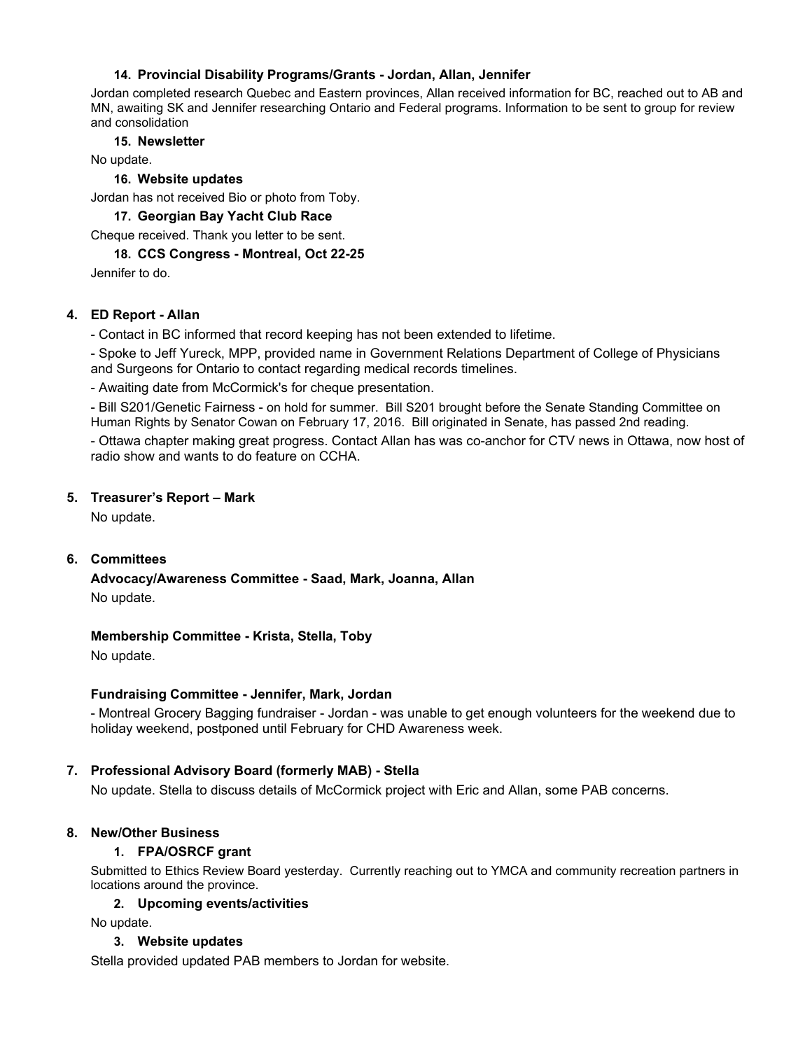**14. Provincial Disability Programs/Grants - Jordan, Allan, Jennifer**

Jordan completed research Quebec and Eastern provinces, Allan received information for BC, reached out to AB and MN, awaiting SK and Jennifer researching Ontario and Federal programs. Information to be sent to group for review and consolidation

**15. Newsletter**

No update.

**16. Website updates**

Jordan has not received Bio or photo from Toby.

**17. Georgian Bay Yacht Club Race**

Cheque received. Thank you letter to be sent.

**18. CCS Congress - Montreal, Oct 22-25**

Jennifer to do.

## 4. ED Report - Allan

- Contact in BC informed that record keeping has not been extended to lifetime.
- Spoke to Jeff Yureck, MPP, provided name in Government Relations Department of College of Physicians and Surgeons for Ontario to contact regarding medical records timelines.
- Awaiting date from McCormick's for cheque presentation.
- Bill S201/Genetic Fairness - on hold for summer. Bill S201 brought before the Senate Standing Committee on Human Rights by Senator Cowan on February 17, 2016. Bill originated in Senate, has passed 2nd reading.
- Ottawa chapter making great progress. Contact Allan has was co-anchor for CTV news in Ottawa, now host of radio show and wants to do feature on CCHA.

## 5. Treasurer's Report – Mark

No update.

## 6. Committees

**Advocacy/Awareness Committee - Saad, Mark, Joanna, Allan**

No update.

**Membership Committee - Krista, Stella, Toby**

No update.

**Fundraising Committee - Jennifer, Mark, Jordan**

- Montreal Grocery Bagging fundraiser - Jordan - was unable to get enough volunteers for the weekend due to holiday weekend, postponed until February for CHD Awareness week.

## 7. Professional Advisory Board (formerly MAB) - Stella

No update. Stella to discuss details of McCormick project with Eric and Allan, some PAB concerns.

## 8. New/Other Business

**1. FPA/OSRCF grant**

Submitted to Ethics Review Board yesterday. Currently reaching out to YMCA and community recreation partners in locations around the province.

**2. Upcoming events/activities**

No update.

**3. Website updates**

Stella provided updated PAB members to Jordan for website.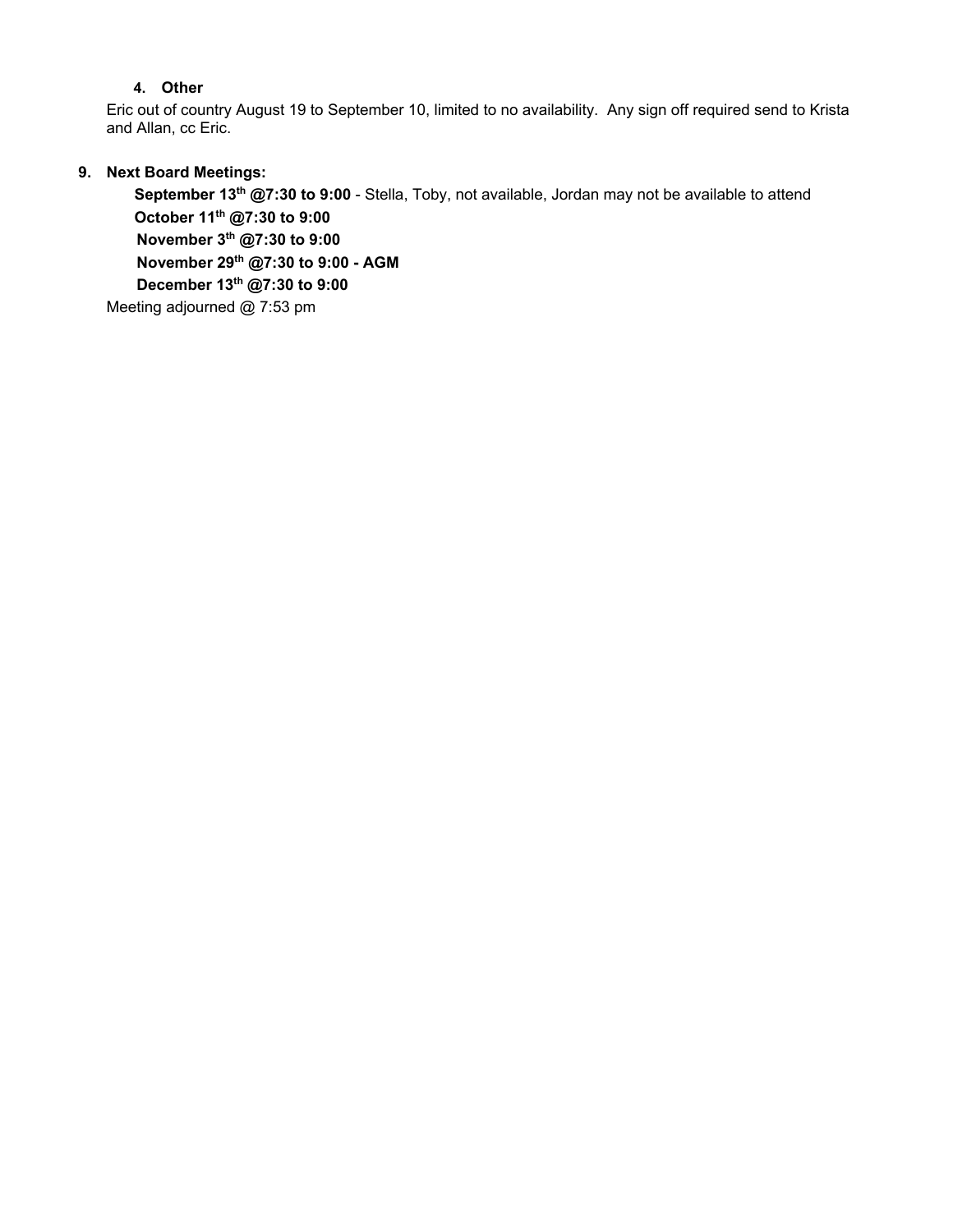4. **Other**

Eric out of country August 19 to September 10, limited to no availability.  Any sign off required send to Krista and Allan, cc Eric.

9. **Next Board Meetings:**

**September 13th @7:30 to 9:00** - Stella, Toby, not available, Jordan may not be available to attend

**October 11th @7:30 to 9:00**

**November 3rd @7:30 to 9:00**

**November 29th @7:30 to 9:00 - AGM**

**December 13th @7:30 to 9:00**

Meeting adjourned @ 7:53 pm